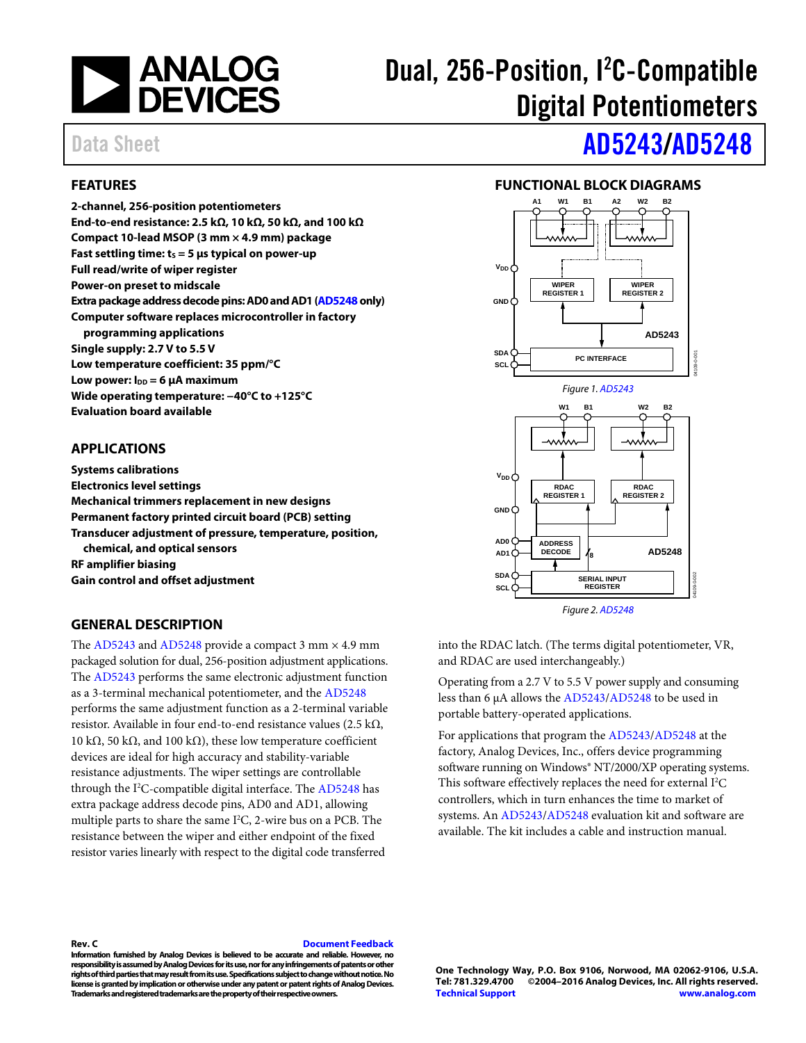# Dual, 256-Position, I²C-Compatible Digital Potentiometers

Data Sheet

# AD5243/AD5248

## FEATURES

**2-channel, 256-position potentiometers**
**End-to-end resistance: 2.5 kΩ, 10 kΩ, 50 kΩ, and 100 kΩ**
**Compact 10-lead MSOP (3 mm × 4.9 mm) package**
**Fast settling time: $t_S$ = 5 µs typical on power-up**
**Full read/write of wiper register**
**Power-on preset to midscale**
**Extra package address decode pins: AD0 and AD1 (AD5248 only)**
**Computer software replaces microcontroller in factory programming applications**
**Single supply: 2.7 V to 5.5 V**
**Low temperature coefficient: 35 ppm/°C**
**Low power: $I_{DD}$ = 6 µA maximum**
**Wide operating temperature: −40°C to +125°C**
**Evaluation board available**

## APPLICATIONS

**Systems calibrations**
**Electronics level settings**
**Mechanical trimmers replacement in new designs**
**Permanent factory printed circuit board (PCB) setting**
**Transducer adjustment of pressure, temperature, position, chemical, and optical sensors**
**RF amplifier biasing**
**Gain control and offset adjustment**

## FUNCTIONAL BLOCK DIAGRAMS

*Figure 1. AD5243*

*Figure 2. AD5248*

## GENERAL DESCRIPTION

The AD5243 and AD5248 provide a compact 3 mm × 4.9 mm packaged solution for dual, 256-position adjustment applications. The AD5243 performs the same electronic adjustment function as a 3-terminal mechanical potentiometer, and the AD5248 performs the same adjustment function as a 2-terminal variable resistor. Available in four end-to-end resistance values (2.5 kΩ, 10 kΩ, 50 kΩ, and 100 kΩ), these low temperature coefficient devices are ideal for high accuracy and stability-variable resistance adjustments. The wiper settings are controllable through the I²C-compatible digital interface. The AD5248 has extra package address decode pins, AD0 and AD1, allowing multiple parts to share the same I²C, 2-wire bus on a PCB. The resistance between the wiper and either endpoint of the fixed resistor varies linearly with respect to the digital code transferred into the RDAC latch. (The terms digital potentiometer, VR, and RDAC are used interchangeably.)

Operating from a 2.7 V to 5.5 V power supply and consuming less than 6 µA allows the AD5243/AD5248 to be used in portable battery-operated applications.

For applications that program the AD5243/AD5248 at the factory, Analog Devices, Inc., offers device programming software running on Windows® NT/2000/XP operating systems. This software effectively replaces the need for external I²C controllers, which in turn enhances the time to market of systems. An AD5243/AD5248 evaluation kit and software are available. The kit includes a cable and instruction manual.

Rev. C

Information furnished by Analog Devices is believed to be accurate and reliable. However, no responsibility is assumed by Analog Devices for its use, nor for any infringements of patents or other rights of third parties that may result from its use. Specifications subject to change without notice. No license is granted by implication or otherwise under any patent or patent rights of Analog Devices. Trademarks and registered trademarks are the property of their respective owners.

One Technology Way, P.O. Box 9106, Norwood, MA 02062-9106, U.S.A.
Tel: 781.329.4700 ©2004–2016 Analog Devices, Inc. All rights reserved.
Technical Support www.analog.com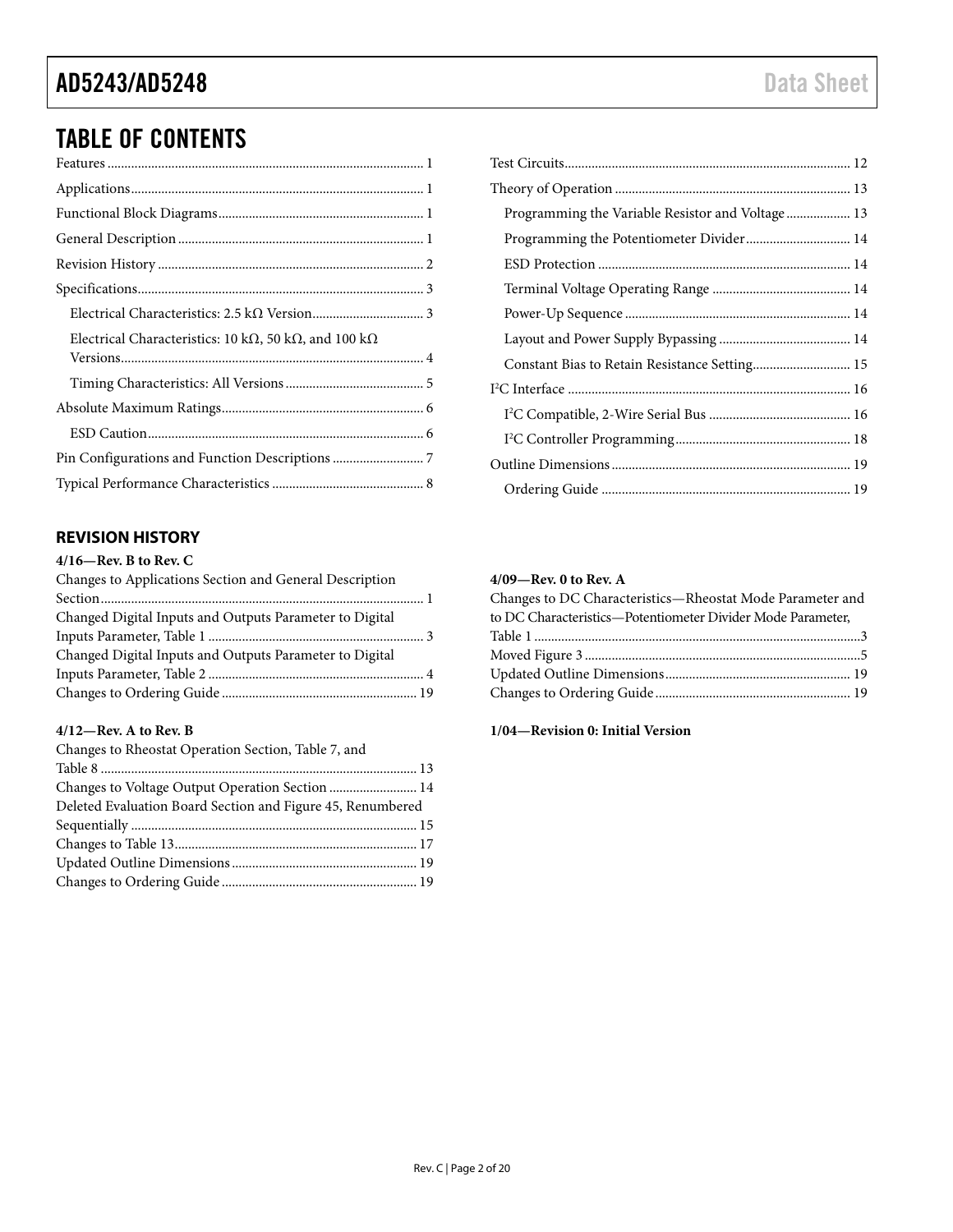## TABLE OF CONTENTS

Features ... 1
Applications ... 1
Functional Block Diagrams ... 1
General Description ... 1
Revision History ... 2
Specifications ... 3
  Electrical Characteristics: 2.5 kΩ Version ... 3
  Electrical Characteristics: 10 kΩ, 50 kΩ, and 100 kΩ Versions ... 4
  Timing Characteristics: All Versions ... 5
Absolute Maximum Ratings ... 6
  ESD Caution ... 6
Pin Configurations and Function Descriptions ... 7
Typical Performance Characteristics ... 8
Test Circuits ... 12
Theory of Operation ... 13
  Programming the Variable Resistor and Voltage ... 13
  Programming the Potentiometer Divider ... 14
  ESD Protection ... 14
  Terminal Voltage Operating Range ... 14
  Power-Up Sequence ... 14
  Layout and Power Supply Bypassing ... 14
  Constant Bias to Retain Resistance Setting ... 15
I²C Interface ... 16
  I²C Compatible, 2-Wire Serial Bus ... 16
  I²C Controller Programming ... 18
Outline Dimensions ... 19
  Ordering Guide ... 19

### REVISION HISTORY

**4/16—Rev. B to Rev. C**

Changes to Applications Section and General Description Section ... 1
Changed Digital Inputs and Outputs Parameter to Digital Inputs Parameter, Table 1 ... 3
Changed Digital Inputs and Outputs Parameter to Digital Inputs Parameter, Table 2 ... 4
Changes to Ordering Guide ... 19

**4/12—Rev. A to Rev. B**

Changes to Rheostat Operation Section, Table 7, and Table 8 ... 13
Changes to Voltage Output Operation Section ... 14
Deleted Evaluation Board Section and Figure 45, Renumbered Sequentially ... 15
Changes to Table 13 ... 17
Updated Outline Dimensions ... 19
Changes to Ordering Guide ... 19

**4/09—Rev. 0 to Rev. A**

Changes to DC Characteristics—Rheostat Mode Parameter and to DC Characteristics—Potentiometer Divider Mode Parameter, Table 1 ... 3
Moved Figure 3 ... 5
Updated Outline Dimensions ... 19
Changes to Ordering Guide ... 19

**1/04—Revision 0: Initial Version**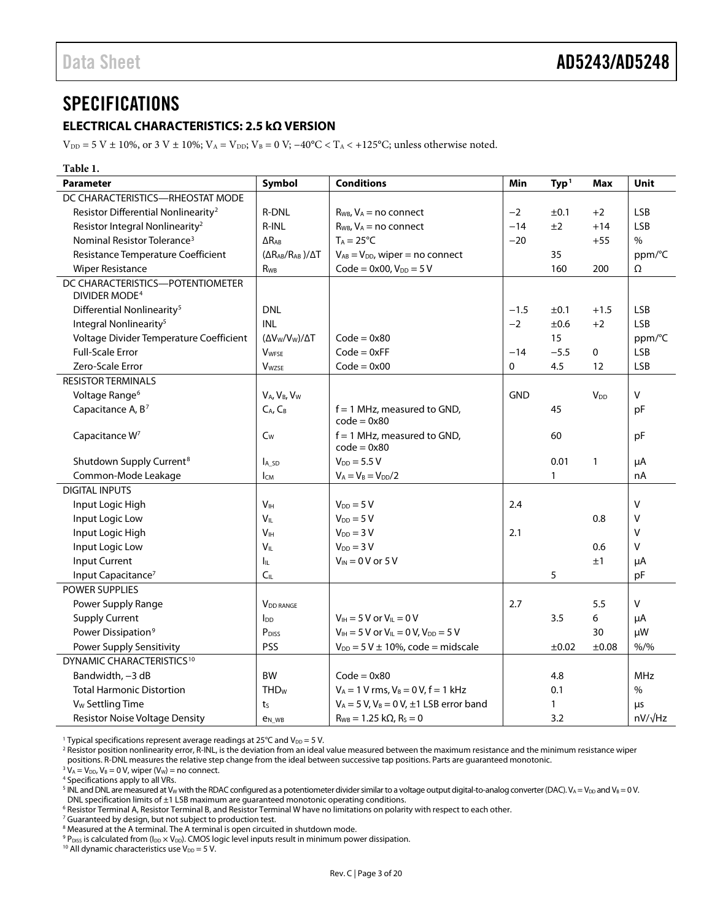## SPECIFICATIONS

### ELECTRICAL CHARACTERISTICS: 2.5 kΩ VERSION

$V_{DD}$ = 5 V ± 10%, or 3 V ± 10%; $V_A = V_{DD}$; $V_B$ = 0 V; −40°C < $T_A$ < +125°C; unless otherwise noted.

**Table 1.**

| Parameter | Symbol | Conditions | Min | Typ[1] | Max | Unit |
|---|---|---|---|---|---|---|
| DC CHARACTERISTICS—RHEOSTAT MODE | | | | | | |
| Resistor Differential Nonlinearity[2] | R-DNL | $R_{WB}$, $V_A$ = no connect | −2 | ±0.1 | +2 | LSB |
| Resistor Integral Nonlinearity[2] | R-INL | $R_{WB}$, $V_A$ = no connect | −14 | ±2 | +14 | LSB |
| Nominal Resistor Tolerance[3] | $\Delta R_{AB}$ | $T_A$ = 25°C | −20 | | +55 | % |
| Resistance Temperature Coefficient | $(\Delta R_{AB}/R_{AB})/\Delta T$ | $V_{AB} = V_{DD}$, wiper = no connect | | 35 | | ppm/°C |
| Wiper Resistance | $R_{WB}$ | Code = 0x00, $V_{DD}$ = 5 V | | 160 | 200 | Ω |
| DC CHARACTERISTICS—POTENTIOMETER DIVIDER MODE[4] | | | | | | |
| Differential Nonlinearity[5] | DNL | | −1.5 | ±0.1 | +1.5 | LSB |
| Integral Nonlinearity[5] | INL | | −2 | ±0.6 | +2 | LSB |
| Voltage Divider Temperature Coefficient | $(\Delta V_W/V_W)/\Delta T$ | Code = 0x80 | | 15 | | ppm/°C |
| Full-Scale Error | $V_{WFSE}$ | Code = 0xFF | −14 | −5.5 | 0 | LSB |
| Zero-Scale Error | $V_{WZSE}$ | Code = 0x00 | 0 | 4.5 | 12 | LSB |
| RESISTOR TERMINALS | | | | | | |
| Voltage Range[6] | $V_A$, $V_B$, $V_W$ | | GND | | $V_{DD}$ | V |
| Capacitance A, B[7] | $C_A$, $C_B$ | f = 1 MHz, measured to GND, code = 0x80 | | 45 | | pF |
| Capacitance W[7] | $C_W$ | f = 1 MHz, measured to GND, code = 0x80 | | 60 | | pF |
| Shutdown Supply Current[8] | $I_{A\_SD}$ | $V_{DD}$ = 5.5 V | | 0.01 | 1 | µA |
| Common-Mode Leakage | $I_{CM}$ | $V_A = V_B = V_{DD}/2$ | | 1 | | nA |
| DIGITAL INPUTS | | | | | | |
| Input Logic High | $V_{IH}$ | $V_{DD}$ = 5 V | 2.4 | | | V |
| Input Logic Low | $V_{IL}$ | $V_{DD}$ = 5 V | | | 0.8 | V |
| Input Logic High | $V_{IH}$ | $V_{DD}$ = 3 V | 2.1 | | | V |
| Input Logic Low | $V_{IL}$ | $V_{DD}$ = 3 V | | | 0.6 | V |
| Input Current | $I_{IL}$ | $V_{IN}$ = 0 V or 5 V | | | ±1 | µA |
| Input Capacitance[7] | $C_{IL}$ | | | 5 | | pF |
| POWER SUPPLIES | | | | | | |
| Power Supply Range | $V_{DD\ RANGE}$ | | 2.7 | | 5.5 | V |
| Supply Current | $I_{DD}$ | $V_{IH}$ = 5 V or $V_{IL}$ = 0 V | | 3.5 | 6 | µA |
| Power Dissipation[9] | $P_{DISS}$ | $V_{IH}$ = 5 V or $V_{IL}$ = 0 V, $V_{DD}$ = 5 V | | | 30 | µW |
| Power Supply Sensitivity | PSS | $V_{DD}$ = 5 V ± 10%, code = midscale | | ±0.02 | ±0.08 | %/% |
| DYNAMIC CHARACTERISTICS[10] | | | | | | |
| Bandwidth, −3 dB | BW | Code = 0x80 | | 4.8 | | MHz |
| Total Harmonic Distortion | $THD_W$ | $V_A$ = 1 V rms, $V_B$ = 0 V, f = 1 kHz | | 0.1 | | % |
| $V_W$ Settling Time | $t_S$ | $V_A$ = 5 V, $V_B$ = 0 V, ±1 LSB error band | | 1 | | µs |
| Resistor Noise Voltage Density | $e_{N\_WB}$ | $R_{WB}$ = 1.25 kΩ, $R_S$ = 0 | | 3.2 | | nV/√Hz |

[1] Typical specifications represent average readings at 25°C and $V_{DD}$ = 5 V.
[2] Resistor position nonlinearity error, R-INL, is the deviation from an ideal value measured between the maximum resistance and the minimum resistance wiper positions. R-DNL measures the relative step change from the ideal between successive tap positions. Parts are guaranteed monotonic.
[3] $V_A = V_{DD}$, $V_B$ = 0 V, wiper ($V_W$) = no connect.
[4] Specifications apply to all VRs.
[5] INL and DNL are measured at $V_W$ with the RDAC configured as a potentiometer divider similar to a voltage output digital-to-analog converter (DAC). $V_A = V_{DD}$ and $V_B$ = 0 V. DNL specification limits of ±1 LSB maximum are guaranteed monotonic operating conditions.
[6] Resistor Terminal A, Resistor Terminal B, and Resistor Terminal W have no limitations on polarity with respect to each other.
[7] Guaranteed by design, but not subject to production test.
[8] Measured at the A terminal. The A terminal is open circuited in shutdown mode.
[9] $P_{DISS}$ is calculated from ($I_{DD} \times V_{DD}$). CMOS logic level inputs result in minimum power dissipation.
[10] All dynamic characteristics use $V_{DD}$ = 5 V.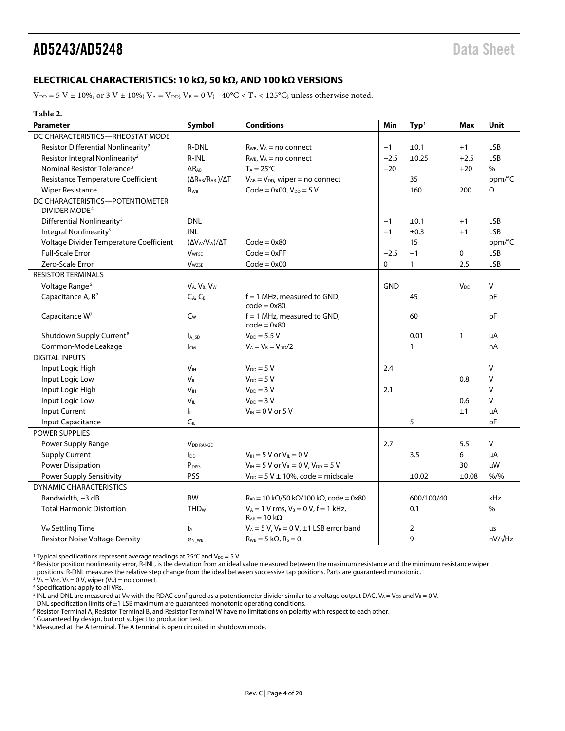## ELECTRICAL CHARACTERISTICS: 10 kΩ, 50 kΩ, AND 100 kΩ VERSIONS

$V_{DD}$ = 5 V ± 10%, or 3 V ± 10%; $V_A$ = $V_{DD}$; $V_B$ = 0 V; −40°C < $T_A$ < 125°C; unless otherwise noted.

**Table 2.**

| Parameter | Symbol | Conditions | Min | Typ[1] | Max | Unit |
|---|---|---|---|---|---|---|
| DC CHARACTERISTICS—RHEOSTAT MODE | | | | | | |
| Resistor Differential Nonlinearity[2] | R-DNL | $R_{WB}$, $V_A$ = no connect | −1 | ±0.1 | +1 | LSB |
| Resistor Integral Nonlinearity[2] | R-INL | $R_{WB}$, $V_A$ = no connect | −2.5 | ±0.25 | +2.5 | LSB |
| Nominal Resistor Tolerance[3] | $\Delta R_{AB}$ | $T_A$ = 25°C | −20 | | +20 | % |
| Resistance Temperature Coefficient | $(\Delta R_{AB}/R_{AB})/\Delta T$ | $V_{AB}$ = $V_{DD}$, wiper = no connect | | 35 | | ppm/°C |
| Wiper Resistance | $R_{WB}$ | Code = 0x00, $V_{DD}$ = 5 V | | 160 | 200 | Ω |
| DC CHARACTERISTICS—POTENTIOMETER DIVIDER MODE[4] | | | | | | |
| Differential Nonlinearity[5] | DNL | | −1 | ±0.1 | +1 | LSB |
| Integral Nonlinearity[5] | INL | | −1 | ±0.3 | +1 | LSB |
| Voltage Divider Temperature Coefficient | $(\Delta V_W/V_W)/\Delta T$ | Code = 0x80 | | 15 | | ppm/°C |
| Full-Scale Error | $V_{WFSE}$ | Code = 0xFF | −2.5 | −1 | 0 | LSB |
| Zero-Scale Error | $V_{WZSE}$ | Code = 0x00 | 0 | 1 | 2.5 | LSB |
| RESISTOR TERMINALS | | | | | | |
| Voltage Range[6] | $V_A$, $V_B$, $V_W$ | | GND | | $V_{DD}$ | V |
| Capacitance A, B[7] | $C_A$, $C_B$ | f = 1 MHz, measured to GND, code = 0x80 | | 45 | | pF |
| Capacitance W[7] | $C_W$ | f = 1 MHz, measured to GND, code = 0x80 | | 60 | | pF |
| Shutdown Supply Current[8] | $I_{A\_SD}$ | $V_{DD}$ = 5.5 V | | 0.01 | 1 | μA |
| Common-Mode Leakage | $I_{CM}$ | $V_A$ = $V_B$ = $V_{DD}/2$ | | 1 | | nA |
| DIGITAL INPUTS | | | | | | |
| Input Logic High | $V_{IH}$ | $V_{DD}$ = 5 V | 2.4 | | | V |
| Input Logic Low | $V_{IL}$ | $V_{DD}$ = 5 V | | | 0.8 | V |
| Input Logic High | $V_{IH}$ | $V_{DD}$ = 3 V | 2.1 | | | V |
| Input Logic Low | $V_{IL}$ | $V_{DD}$ = 3 V | | | 0.6 | V |
| Input Current | $I_{IL}$ | $V_{IN}$ = 0 V or 5 V | | | ±1 | μA |
| Input Capacitance | $C_{IL}$ | | | 5 | | pF |
| POWER SUPPLIES | | | | | | |
| Power Supply Range | $V_{DD\ RANGE}$ | | 2.7 | | 5.5 | V |
| Supply Current | $I_{DD}$ | $V_{IH}$ = 5 V or $V_{IL}$ = 0 V | | 3.5 | 6 | μA |
| Power Dissipation | $P_{DISS}$ | $V_{IH}$ = 5 V or $V_{IL}$ = 0 V, $V_{DD}$ = 5 V | | | 30 | μW |
| Power Supply Sensitivity | PSS | $V_{DD}$ = 5 V ± 10%, code = midscale | | ±0.02 | ±0.08 | %/% |
| DYNAMIC CHARACTERISTICS | | | | | | |
| Bandwidth, −3 dB | BW | $R_{AB}$ = 10 kΩ/50 kΩ/100 kΩ, code = 0x80 | | 600/100/40 | | kHz |
| Total Harmonic Distortion | $THD_W$ | $V_A$ = 1 V rms, $V_B$ = 0 V, f = 1 kHz, $R_{AB}$ = 10 kΩ | | 0.1 | | % |
| $V_W$ Settling Time | $t_S$ | $V_A$ = 5 V, $V_B$ = 0 V, ±1 LSB error band | | 2 | | μs |
| Resistor Noise Voltage Density | $e_{N\_WB}$ | $R_{WB}$ = 5 kΩ, $R_S$ = 0 | | 9 | | nV/√Hz |

[1] Typical specifications represent average readings at 25°C and $V_{DD}$ = 5 V.
[2] Resistor position nonlinearity error, R-INL, is the deviation from an ideal value measured between the maximum resistance and the minimum resistance wiper positions. R-DNL measures the relative step change from the ideal between successive tap positions. Parts are guaranteed monotonic.
[3] $V_A$ = $V_{DD}$, $V_B$ = 0 V, wiper ($V_W$) = no connect.
[4] Specifications apply to all VRs.
[5] INL and DNL are measured at $V_W$ with the RDAC configured as a potentiometer divider similar to a voltage output DAC. $V_A$ = $V_{DD}$ and $V_B$ = 0 V. DNL specification limits of ±1 LSB maximum are guaranteed monotonic operating conditions.
[6] Resistor Terminal A, Resistor Terminal B, and Resistor Terminal W have no limitations on polarity with respect to each other.
[7] Guaranteed by design, but not subject to production test.
[8] Measured at the A terminal. The A terminal is open circuited in shutdown mode.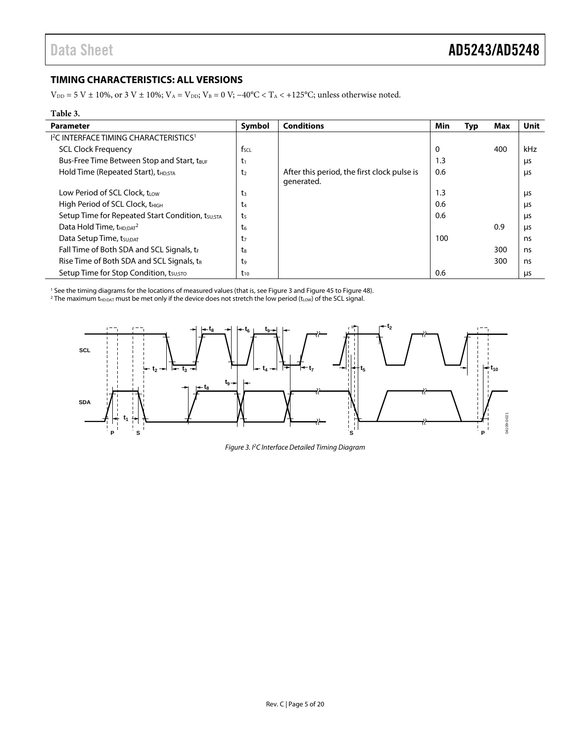## TIMING CHARACTERISTICS: ALL VERSIONS

$V_{DD}$ = 5 V ± 10%, or 3 V ± 10%; $V_A = V_{DD}$; $V_B$ = 0 V; −40°C < $T_A$ < +125°C; unless otherwise noted.

**Table 3.**

| Parameter | Symbol | Conditions | Min | Typ | Max | Unit |
|---|---|---|---|---|---|---|
| I²C INTERFACE TIMING CHARACTERISTICS[1] | | | | | | |
| SCL Clock Frequency | $f_{SCL}$ | | 0 | | 400 | kHz |
| Bus-Free Time Between Stop and Start, $t_{BUF}$ | $t_1$ | | 1.3 | | | µs |
| Hold Time (Repeated Start), $t_{HD;STA}$ | $t_2$ | After this period, the first clock pulse is generated. | 0.6 | | | µs |
| Low Period of SCL Clock, $t_{LOW}$ | $t_3$ | | 1.3 | | | µs |
| High Period of SCL Clock, $t_{HIGH}$ | $t_4$ | | 0.6 | | | µs |
| Setup Time for Repeated Start Condition, $t_{SU;STA}$ | $t_5$ | | 0.6 | | | µs |
| Data Hold Time, $t_{HD;DAT}$[2] | $t_6$ | | | | 0.9 | µs |
| Data Setup Time, $t_{SU;DAT}$ | $t_7$ | | 100 | | | ns |
| Fall Time of Both SDA and SCL Signals, $t_F$ | $t_8$ | | | | 300 | ns |
| Rise Time of Both SDA and SCL Signals, $t_R$ | $t_9$ | | | | 300 | ns |
| Setup Time for Stop Condition, $t_{SU;STO}$ | $t_{10}$ | | 0.6 | | | µs |

[1] See the timing diagrams for the locations of measured values (that is, see Figure 3 and Figure 45 to Figure 48).
[2] The maximum $t_{HD;DAT}$ must be met only if the device does not stretch the low period ($t_{LOW}$) of the SCL signal.

*Figure 3. I²C Interface Detailed Timing Diagram*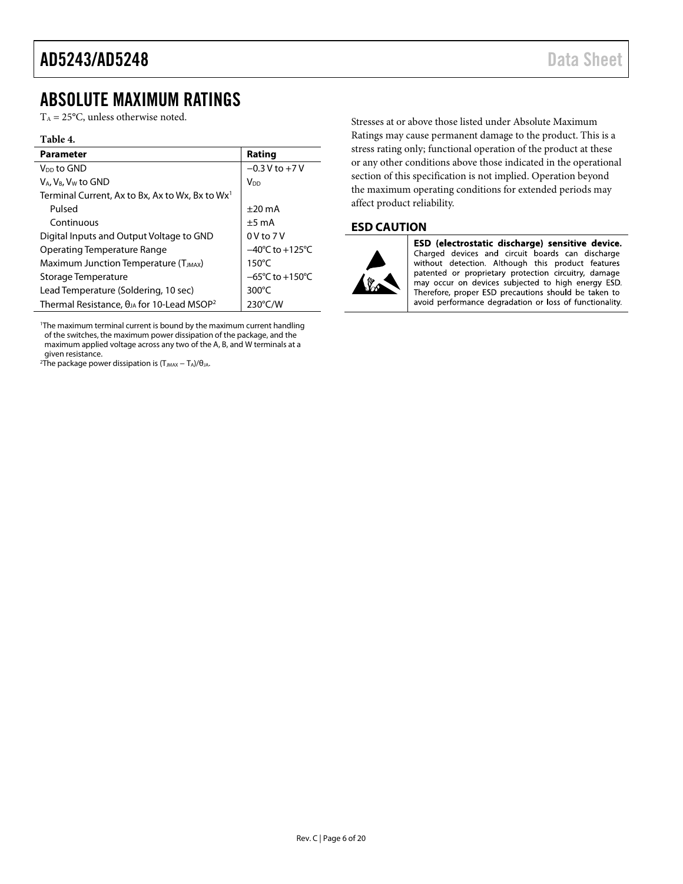## ABSOLUTE MAXIMUM RATINGS

$T_A$ = 25°C, unless otherwise noted.

**Table 4.**

| Parameter | Rating |
|---|---|
| $V_{DD}$ to GND | −0.3 V to +7 V |
| $V_A$, $V_B$, $V_W$ to GND | $V_{DD}$ |
| Terminal Current, Ax to Bx, Ax to Wx, Bx to Wx[1] | |
| Pulsed | ±20 mA |
| Continuous | ±5 mA |
| Digital Inputs and Output Voltage to GND | 0 V to 7 V |
| Operating Temperature Range | −40°C to +125°C |
| Maximum Junction Temperature ($T_{JMAX}$) | 150°C |
| Storage Temperature | −65°C to +150°C |
| Lead Temperature (Soldering, 10 sec) | 300°C |
| Thermal Resistance, $θ_{JA}$ for 10-Lead MSOP[2] | 230°C/W |

[1]The maximum terminal current is bound by the maximum current handling of the switches, the maximum power dissipation of the package, and the maximum applied voltage across any two of the A, B, and W terminals at a given resistance.

[2]The package power dissipation is $(T_{JMAX} − T_A)/θ_{JA}$.

Stresses at or above those listed under Absolute Maximum Ratings may cause permanent damage to the product. This is a stress rating only; functional operation of the product at these or any other conditions above those indicated in the operational section of this specification is not implied. Operation beyond the maximum operating conditions for extended periods may affect product reliability.

### ESD CAUTION

**ESD (electrostatic discharge) sensitive device.** Charged devices and circuit boards can discharge without detection. Although this product features patented or proprietary protection circuitry, damage may occur on devices subjected to high energy ESD. Therefore, proper ESD precautions should be taken to avoid performance degradation or loss of functionality.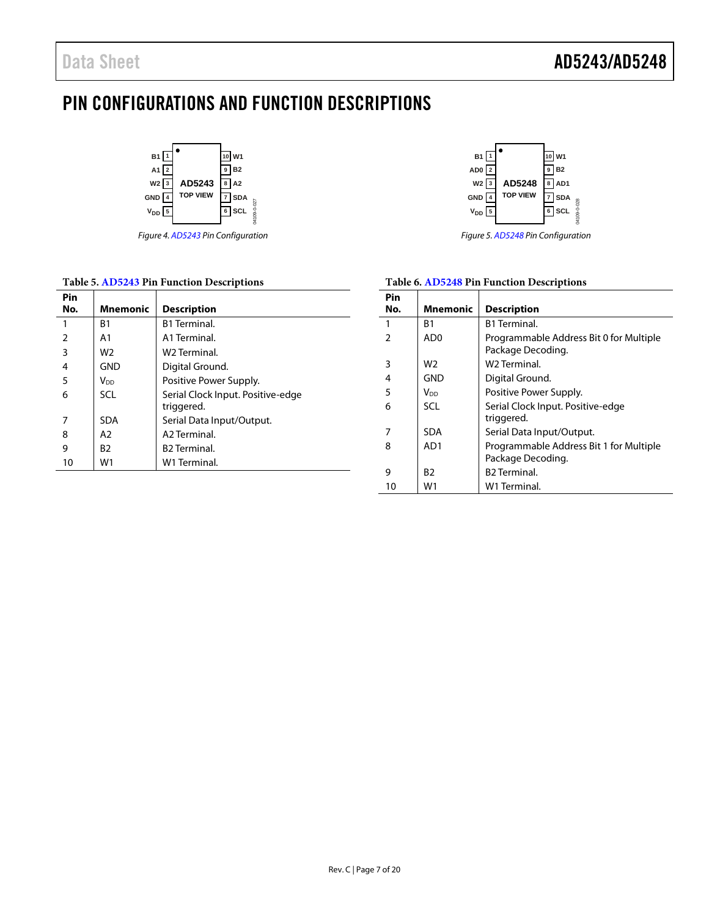# PIN CONFIGURATIONS AND FUNCTION DESCRIPTIONS

Figure 4. AD5243 Pin Configuration

Figure 5. AD5248 Pin Configuration

**Table 5. AD5243 Pin Function Descriptions**

| Pin No. | Mnemonic | Description |
|---|---|---|
| 1 | B1 | B1 Terminal. |
| 2 | A1 | A1 Terminal. |
| 3 | W2 | W2 Terminal. |
| 4 | GND | Digital Ground. |
| 5 | $V_{DD}$ | Positive Power Supply. |
| 6 | SCL | Serial Clock Input. Positive-edge triggered. |
| 7 | SDA | Serial Data Input/Output. |
| 8 | A2 | A2 Terminal. |
| 9 | B2 | B2 Terminal. |
| 10 | W1 | W1 Terminal. |

**Table 6. AD5248 Pin Function Descriptions**

| Pin No. | Mnemonic | Description |
|---|---|---|
| 1 | B1 | B1 Terminal. |
| 2 | AD0 | Programmable Address Bit 0 for Multiple Package Decoding. |
| 3 | W2 | W2 Terminal. |
| 4 | GND | Digital Ground. |
| 5 | $V_{DD}$ | Positive Power Supply. |
| 6 | SCL | Serial Clock Input. Positive-edge triggered. |
| 7 | SDA | Serial Data Input/Output. |
| 8 | AD1 | Programmable Address Bit 1 for Multiple Package Decoding. |
| 9 | B2 | B2 Terminal. |
| 10 | W1 | W1 Terminal. |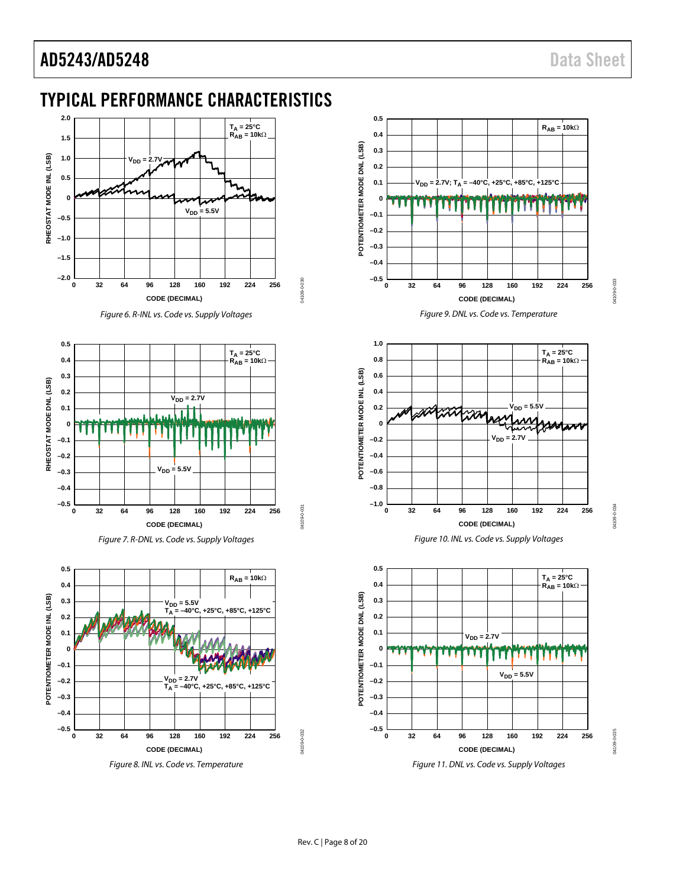## TYPICAL PERFORMANCE CHARACTERISTICS

Figure 6. R-INL vs. Code vs. Supply Voltages

Figure 7. R-DNL vs. Code vs. Supply Voltages

Figure 8. INL vs. Code vs. Temperature

Figure 9. DNL vs. Code vs. Temperature

Figure 10. INL vs. Code vs. Supply Voltages

Figure 11. DNL vs. Code vs. Supply Voltages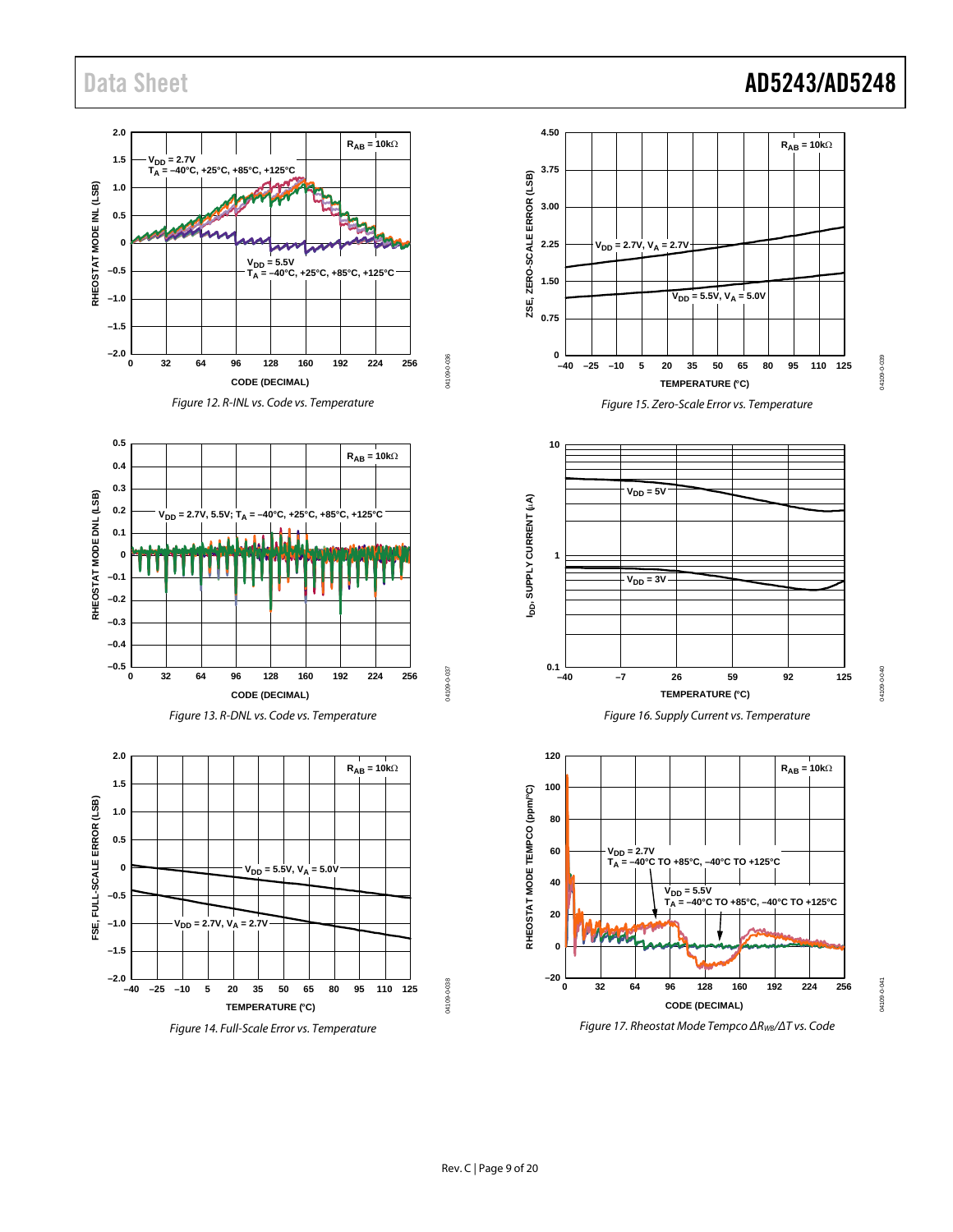Figure 12. R-INL vs. Code vs. Temperature

Figure 13. R-DNL vs. Code vs. Temperature

Figure 14. Full-Scale Error vs. Temperature

Figure 15. Zero-Scale Error vs. Temperature

Figure 16. Supply Current vs. Temperature

Figure 17. Rheostat Mode Tempco $\Delta R_{WB}/\Delta T$ vs. Code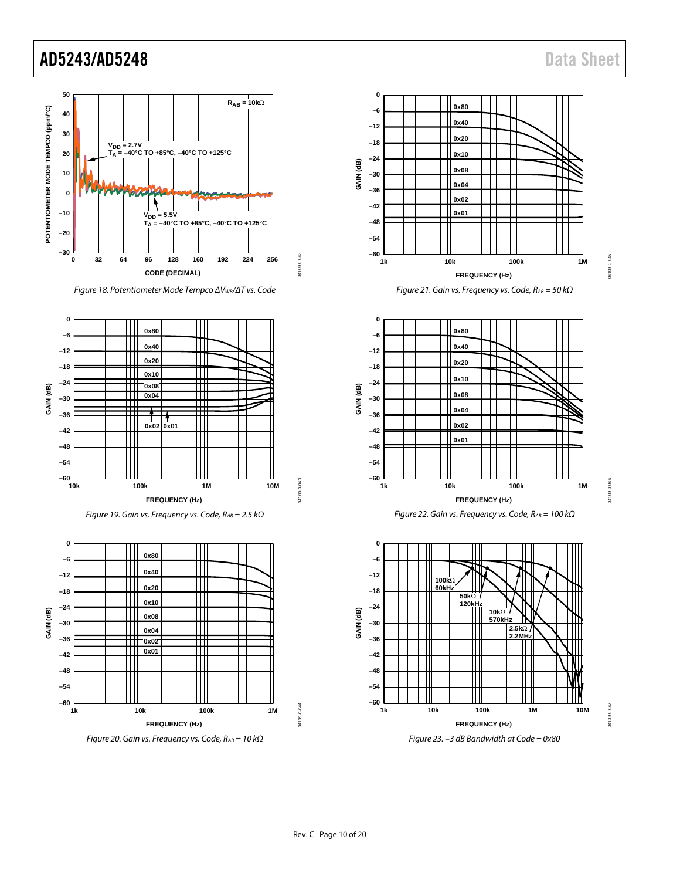Figure 18. Potentiometer Mode Tempco $\Delta V_{WB}/\Delta T$ vs. Code

Figure 19. Gain vs. Frequency vs. Code, $R_{AB}$ = 2.5 kΩ

Figure 20. Gain vs. Frequency vs. Code, $R_{AB}$ = 10 kΩ

Figure 21. Gain vs. Frequency vs. Code, $R_{AB}$ = 50 kΩ

Figure 22. Gain vs. Frequency vs. Code, $R_{AB}$ = 100 kΩ

Figure 23. −3 dB Bandwidth at Code = 0x80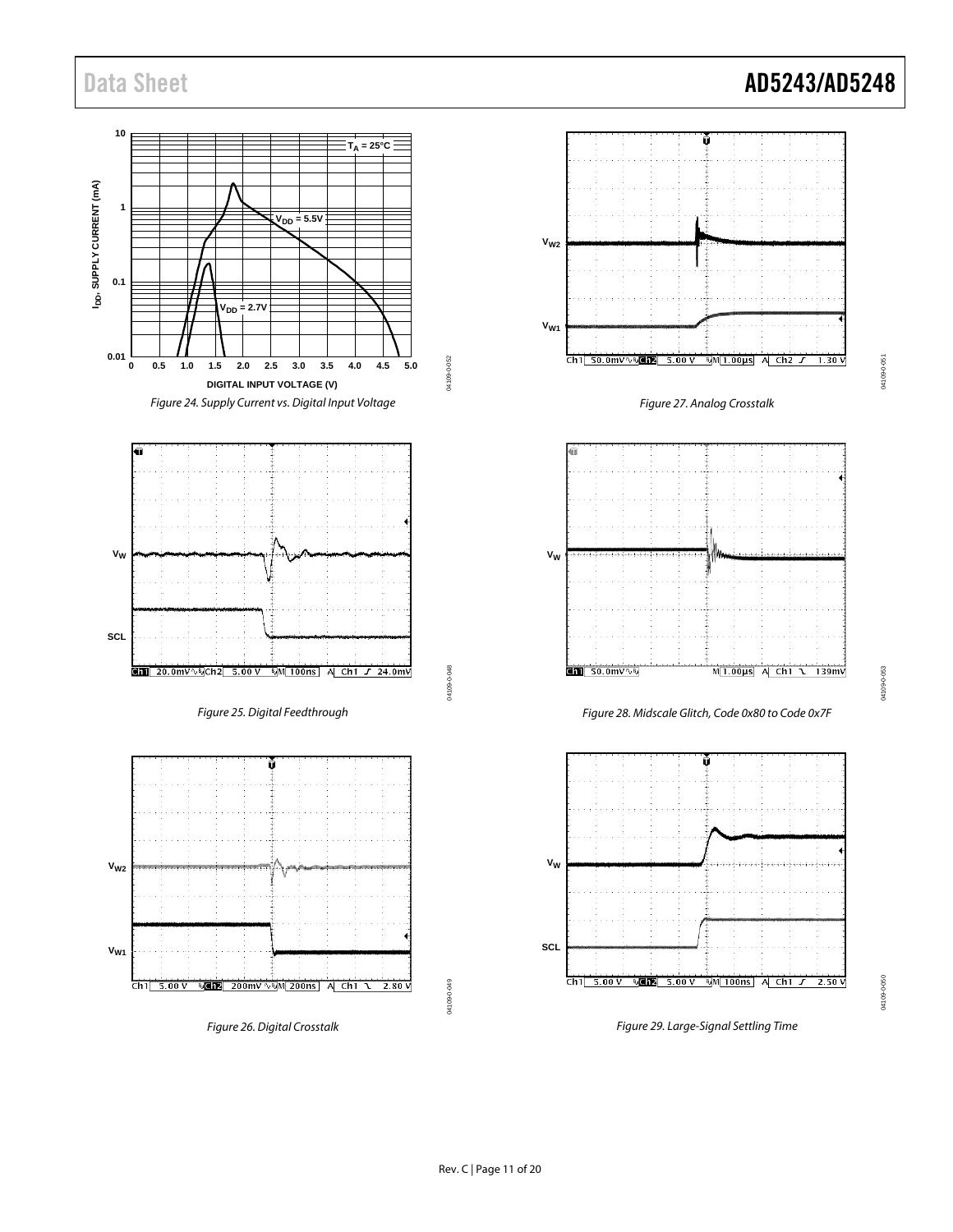Figure 24. Supply Current vs. Digital Input Voltage

Figure 25. Digital Feedthrough

Figure 26. Digital Crosstalk

Figure 27. Analog Crosstalk

Figure 28. Midscale Glitch, Code 0x80 to Code 0x7F

Figure 29. Large-Signal Settling Time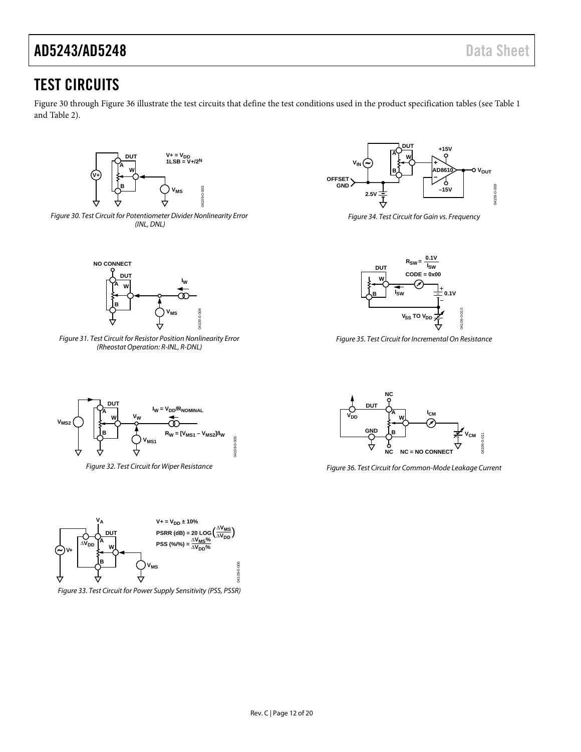# TEST CIRCUITS

Figure 30 through Figure 36 illustrate the test circuits that define the test conditions used in the product specification tables (see Table 1 and Table 2).

*Figure 30. Test Circuit for Potentiometer Divider Nonlinearity Error (INL, DNL)*

*Figure 31. Test Circuit for Resistor Position Nonlinearity Error (Rheostat Operation: R-INL, R-DNL)*

*Figure 32. Test Circuit for Wiper Resistance*

*Figure 33. Test Circuit for Power Supply Sensitivity (PSS, PSSR)*

*Figure 34. Test Circuit for Gain vs. Frequency*

*Figure 35. Test Circuit for Incremental On Resistance*

*Figure 36. Test Circuit for Common-Mode Leakage Current*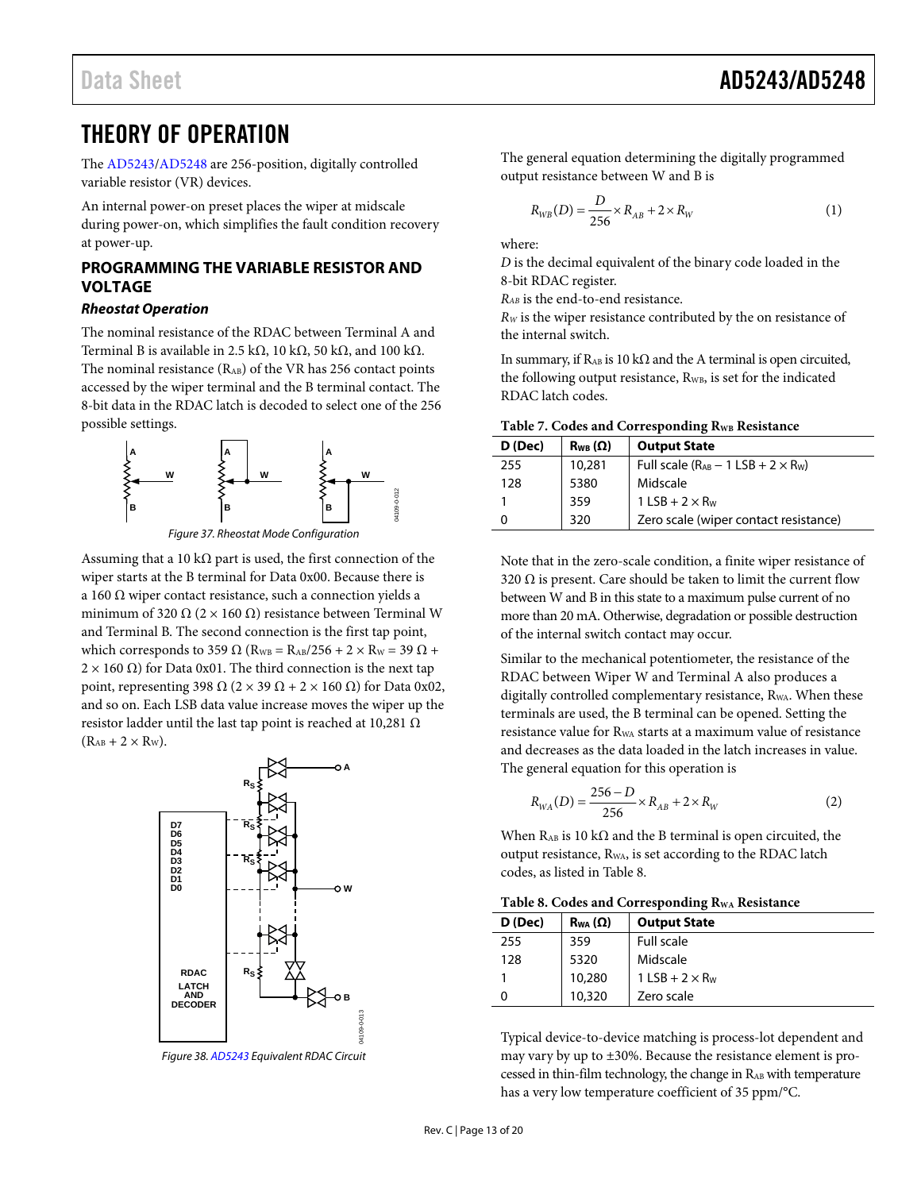# THEORY OF OPERATION

The AD5243/AD5248 are 256-position, digitally controlled variable resistor (VR) devices.

An internal power-on preset places the wiper at midscale during power-on, which simplifies the fault condition recovery at power-up.

## PROGRAMMING THE VARIABLE RESISTOR AND VOLTAGE

### *Rheostat Operation*

The nominal resistance of the RDAC between Terminal A and Terminal B is available in 2.5 kΩ, 10 kΩ, 50 kΩ, and 100 kΩ. The nominal resistance ($R_{AB}$) of the VR has 256 contact points accessed by the wiper terminal and the B terminal contact. The 8-bit data in the RDAC latch is decoded to select one of the 256 possible settings.

*Figure 37. Rheostat Mode Configuration*

Assuming that a 10 kΩ part is used, the first connection of the wiper starts at the B terminal for Data 0x00. Because there is a 160 Ω wiper contact resistance, such a connection yields a minimum of 320 Ω (2 × 160 Ω) resistance between Terminal W and Terminal B. The second connection is the first tap point, which corresponds to 359 Ω ($R_{WB} = R_{AB}/256 + 2 \times R_W$ = 39 Ω + 2 × 160 Ω) for Data 0x01. The third connection is the next tap point, representing 398 Ω (2 × 39 Ω + 2 × 160 Ω) for Data 0x02, and so on. Each LSB data value increase moves the wiper up the resistor ladder until the last tap point is reached at 10,281 Ω ($R_{AB} + 2 \times R_W$).

*Figure 38. AD5243 Equivalent RDAC Circuit*

The general equation determining the digitally programmed output resistance between W and B is

$$R_{WB}(D) = \frac{D}{256} \times R_{AB} + 2 \times R_W \quad (1)$$

where:
$D$ is the decimal equivalent of the binary code loaded in the 8-bit RDAC register.
$R_{AB}$ is the end-to-end resistance.
$R_W$ is the wiper resistance contributed by the on resistance of the internal switch.

In summary, if $R_{AB}$ is 10 kΩ and the A terminal is open circuited, the following output resistance, $R_{WB}$, is set for the indicated RDAC latch codes.

**Table 7. Codes and Corresponding $R_{WB}$ Resistance**

| D (Dec) | $R_{WB}$ (Ω) | Output State |
|---|---|---|
| 255 | 10,281 | Full scale ($R_{AB}$ − 1 LSB + 2 × $R_W$) |
| 128 | 5380 | Midscale |
| 1 | 359 | 1 LSB + 2 × $R_W$ |
| 0 | 320 | Zero scale (wiper contact resistance) |

Note that in the zero-scale condition, a finite wiper resistance of 320 Ω is present. Care should be taken to limit the current flow between W and B in this state to a maximum pulse current of no more than 20 mA. Otherwise, degradation or possible destruction of the internal switch contact may occur.

Similar to the mechanical potentiometer, the resistance of the RDAC between Wiper W and Terminal A also produces a digitally controlled complementary resistance, $R_{WA}$. When these terminals are used, the B terminal can be opened. Setting the resistance value for $R_{WA}$ starts at a maximum value of resistance and decreases as the data loaded in the latch increases in value. The general equation for this operation is

$$R_{WA}(D) = \frac{256 - D}{256} \times R_{AB} + 2 \times R_W \quad (2)$$

When $R_{AB}$ is 10 kΩ and the B terminal is open circuited, the output resistance, $R_{WA}$, is set according to the RDAC latch codes, as listed in Table 8.

**Table 8. Codes and Corresponding $R_{WA}$ Resistance**

| D (Dec) | $R_{WA}$ (Ω) | Output State |
|---|---|---|
| 255 | 359 | Full scale |
| 128 | 5320 | Midscale |
| 1 | 10,280 | 1 LSB + 2 × $R_W$ |
| 0 | 10,320 | Zero scale |

Typical device-to-device matching is process-lot dependent and may vary by up to ±30%. Because the resistance element is processed in thin-film technology, the change in $R_{AB}$ with temperature has a very low temperature coefficient of 35 ppm/°C.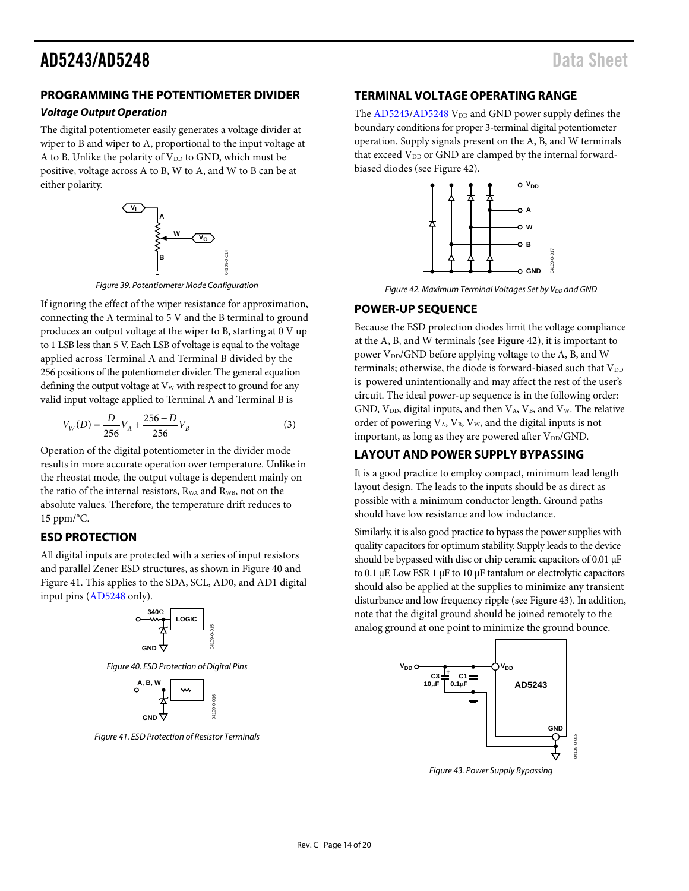## PROGRAMMING THE POTENTIOMETER DIVIDER

### *Voltage Output Operation*

The digital potentiometer easily generates a voltage divider at wiper to B and wiper to A, proportional to the input voltage at A to B. Unlike the polarity of $V_{DD}$ to GND, which must be positive, voltage across A to B, W to A, and W to B can be at either polarity.

Figure 39. Potentiometer Mode Configuration

If ignoring the effect of the wiper resistance for approximation, connecting the A terminal to 5 V and the B terminal to ground produces an output voltage at the wiper to B, starting at 0 V up to 1 LSB less than 5 V. Each LSB of voltage is equal to the voltage applied across Terminal A and Terminal B divided by the 256 positions of the potentiometer divider. The general equation defining the output voltage at $V_W$ with respect to ground for any valid input voltage applied to Terminal A and Terminal B is

$$V_W(D) = \frac{D}{256}V_A + \frac{256 - D}{256}V_B \tag{3}$$

Operation of the digital potentiometer in the divider mode results in more accurate operation over temperature. Unlike in the rheostat mode, the output voltage is dependent mainly on the ratio of the internal resistors, $R_{WA}$ and $R_{WB}$, not on the absolute values. Therefore, the temperature drift reduces to 15 ppm/°C.

## ESD PROTECTION

All digital inputs are protected with a series of input resistors and parallel Zener ESD structures, as shown in Figure 40 and Figure 41. This applies to the SDA, SCL, AD0, and AD1 digital input pins (AD5248 only).

Figure 40. ESD Protection of Digital Pins

Figure 41. ESD Protection of Resistor Terminals

## TERMINAL VOLTAGE OPERATING RANGE

The AD5243/AD5248 $V_{DD}$ and GND power supply defines the boundary conditions for proper 3-terminal digital potentiometer operation. Supply signals present on the A, B, and W terminals that exceed $V_{DD}$ or GND are clamped by the internal forward-biased diodes (see Figure 42).

Figure 42. Maximum Terminal Voltages Set by $V_{DD}$ and GND

## POWER-UP SEQUENCE

Because the ESD protection diodes limit the voltage compliance at the A, B, and W terminals (see Figure 42), it is important to power $V_{DD}$/GND before applying voltage to the A, B, and W terminals; otherwise, the diode is forward-biased such that $V_{DD}$ is powered unintentionally and may affect the rest of the user's circuit. The ideal power-up sequence is in the following order: GND, $V_{DD}$, digital inputs, and then $V_A$, $V_B$, and $V_W$. The relative order of powering $V_A$, $V_B$, $V_W$, and the digital inputs is not important, as long as they are powered after $V_{DD}$/GND.

## LAYOUT AND POWER SUPPLY BYPASSING

It is a good practice to employ compact, minimum lead length layout design. The leads to the inputs should be as direct as possible with a minimum conductor length. Ground paths should have low resistance and low inductance.

Similarly, it is also good practice to bypass the power supplies with quality capacitors for optimum stability. Supply leads to the device should be bypassed with disc or chip ceramic capacitors of 0.01 µF to 0.1 µF. Low ESR 1 µF to 10 µF tantalum or electrolytic capacitors should also be applied at the supplies to minimize any transient disturbance and low frequency ripple (see Figure 43). In addition, note that the digital ground should be joined remotely to the analog ground at one point to minimize the ground bounce.

Figure 43. Power Supply Bypassing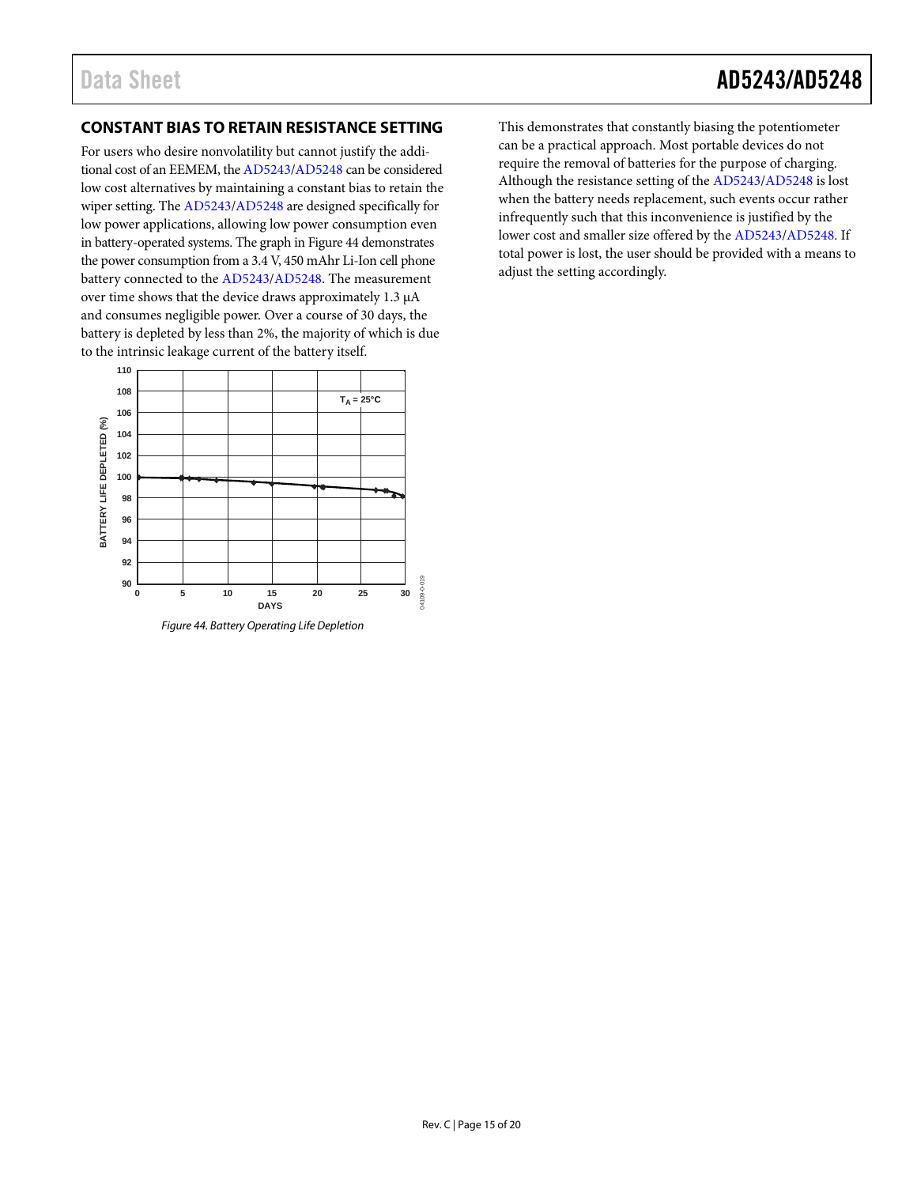## CONSTANT BIAS TO RETAIN RESISTANCE SETTING

For users who desire nonvolatility but cannot justify the additional cost of an EEMEM, the AD5243/AD5248 can be considered low cost alternatives by maintaining a constant bias to retain the wiper setting. The AD5243/AD5248 are designed specifically for low power applications, allowing low power consumption even in battery-operated systems. The graph in Figure 44 demonstrates the power consumption from a 3.4 V, 450 mAhr Li-Ion cell phone battery connected to the AD5243/AD5248. The measurement over time shows that the device draws approximately 1.3 μA and consumes negligible power. Over a course of 30 days, the battery is depleted by less than 2%, the majority of which is due to the intrinsic leakage current of the battery itself.

*Figure 44. Battery Operating Life Depletion*

This demonstrates that constantly biasing the potentiometer can be a practical approach. Most portable devices do not require the removal of batteries for the purpose of charging. Although the resistance setting of the AD5243/AD5248 is lost when the battery needs replacement, such events occur rather infrequently such that this inconvenience is justified by the lower cost and smaller size offered by the AD5243/AD5248. If total power is lost, the user should be provided with a means to adjust the setting accordingly.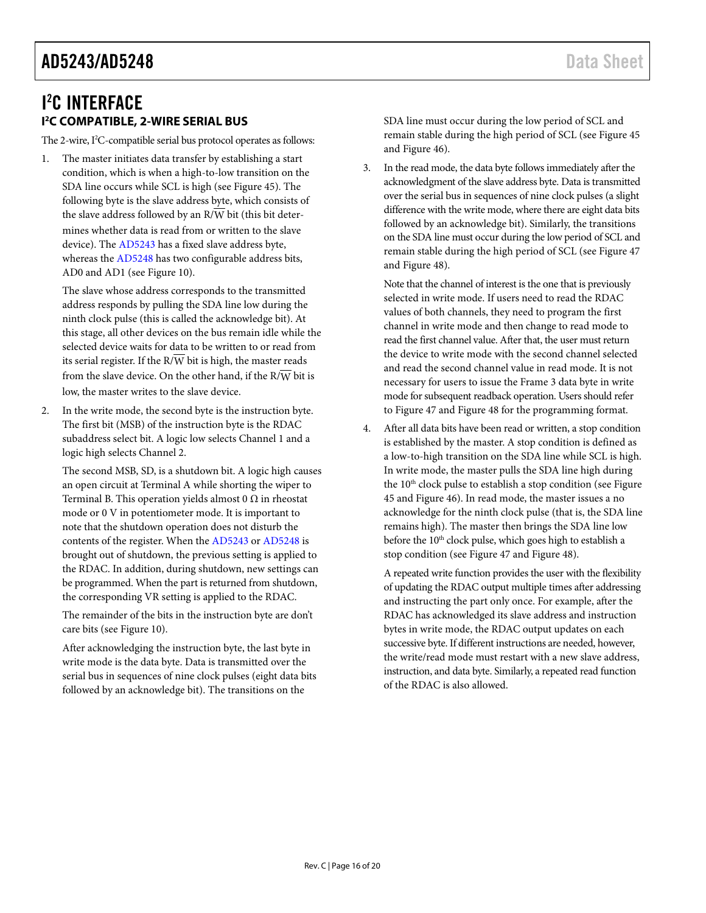# I²C INTERFACE

## I²C COMPATIBLE, 2-WIRE SERIAL BUS

The 2-wire, I²C-compatible serial bus protocol operates as follows:

1. The master initiates data transfer by establishing a start condition, which is when a high-to-low transition on the SDA line occurs while SCL is high (see Figure 45). The following byte is the slave address byte, which consists of the slave address followed by an R/$\overline{W}$ bit (this bit determines whether data is read from or written to the slave device). The AD5243 has a fixed slave address byte, whereas the AD5248 has two configurable address bits, AD0 and AD1 (see Figure 10).

   The slave whose address corresponds to the transmitted address responds by pulling the SDA line low during the ninth clock pulse (this is called the acknowledge bit). At this stage, all other devices on the bus remain idle while the selected device waits for data to be written to or read from its serial register. If the R/$\overline{W}$ bit is high, the master reads from the slave device. On the other hand, if the R/$\overline{W}$ bit is low, the master writes to the slave device.

2. In the write mode, the second byte is the instruction byte. The first bit (MSB) of the instruction byte is the RDAC subaddress select bit. A logic low selects Channel 1 and a logic high selects Channel 2.

   The second MSB, SD, is a shutdown bit. A logic high causes an open circuit at Terminal A while shorting the wiper to Terminal B. This operation yields almost 0 Ω in rheostat mode or 0 V in potentiometer mode. It is important to note that the shutdown operation does not disturb the contents of the register. When the AD5243 or AD5248 is brought out of shutdown, the previous setting is applied to the RDAC. In addition, during shutdown, new settings can be programmed. When the part is returned from shutdown, the corresponding VR setting is applied to the RDAC.

   The remainder of the bits in the instruction byte are don't care bits (see Figure 10).

   After acknowledging the instruction byte, the last byte in write mode is the data byte. Data is transmitted over the serial bus in sequences of nine clock pulses (eight data bits followed by an acknowledge bit). The transitions on the SDA line must occur during the low period of SCL and remain stable during the high period of SCL (see Figure 45 and Figure 46).

3. In the read mode, the data byte follows immediately after the acknowledgment of the slave address byte. Data is transmitted over the serial bus in sequences of nine clock pulses (a slight difference with the write mode, where there are eight data bits followed by an acknowledge bit). Similarly, the transitions on the SDA line must occur during the low period of SCL and remain stable during the high period of SCL (see Figure 47 and Figure 48).

   Note that the channel of interest is the one that is previously selected in write mode. If users need to read the RDAC values of both channels, they need to program the first channel in write mode and then change to read mode to read the first channel value. After that, the user must return the device to write mode with the second channel selected and read the second channel value in read mode. It is not necessary for users to issue the Frame 3 data byte in write mode for subsequent readback operation. Users should refer to Figure 47 and Figure 48 for the programming format.

4. After all data bits have been read or written, a stop condition is established by the master. A stop condition is defined as a low-to-high transition on the SDA line while SCL is high. In write mode, the master pulls the SDA line high during the 10th clock pulse to establish a stop condition (see Figure 45 and Figure 46). In read mode, the master issues a no acknowledge for the ninth clock pulse (that is, the SDA line remains high). The master then brings the SDA line low before the 10th clock pulse, which goes high to establish a stop condition (see Figure 47 and Figure 48).

   A repeated write function provides the user with the flexibility of updating the RDAC output multiple times after addressing and instructing the part only once. For example, after the RDAC has acknowledged its slave address and instruction bytes in write mode, the RDAC output updates on each successive byte. If different instructions are needed, however, the write/read mode must restart with a new slave address, instruction, and data byte. Similarly, a repeated read function of the RDAC is also allowed.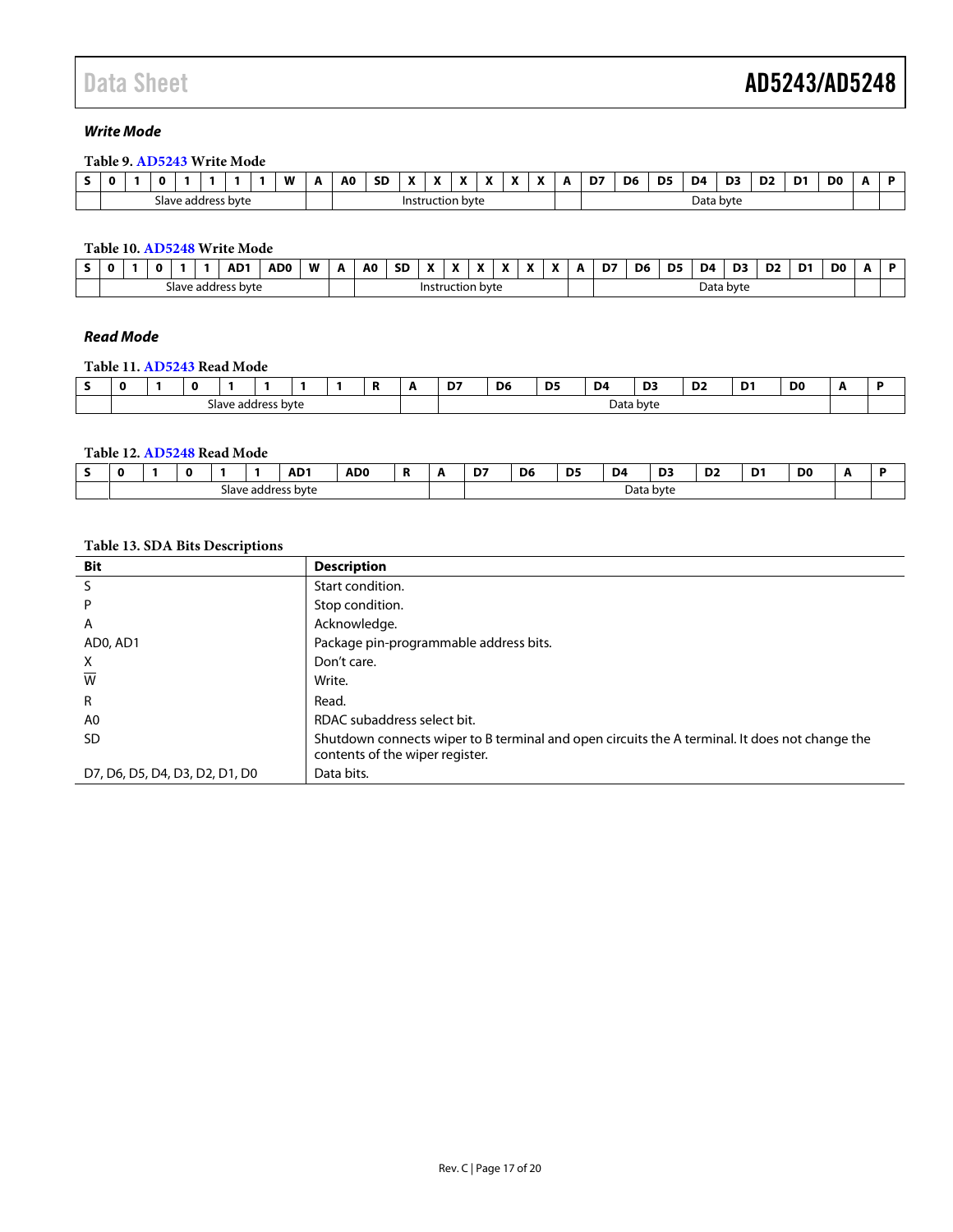### *Write Mode*

**Table 9. AD5243 Write Mode**

| S | 0 | 1 | 0 | 1 | 1 | 1 | 1 | W | A | A0 | SD | X | X | X | X | X | X | A | D7 | D6 | D5 | D4 | D3 | D2 | D1 | D0 | A | P |
|---|---|---|---|---|---|---|---|---|---|---|---|---|---|---|---|---|---|---|---|---|---|---|---|---|---|---|---|---|
| | Slave address byte | | | | | | | | | Instruction byte | | | | | | | | | Data byte | | | | | | | | | |

**Table 10. AD5248 Write Mode**

| S | 0 | 1 | 0 | 1 | 1 | AD1 | AD0 | W | A | A0 | SD | X | X | X | X | X | X | A | D7 | D6 | D5 | D4 | D3 | D2 | D1 | D0 | A | P |
|---|---|---|---|---|---|---|---|---|---|---|---|---|---|---|---|---|---|---|---|---|---|---|---|---|---|---|---|---|
| | Slave address byte | | | | | | | | | Instruction byte | | | | | | | | | Data byte | | | | | | | | | |

### *Read Mode*

**Table 11. AD5243 Read Mode**

| S | 0 | 1 | 0 | 1 | 1 | 1 | 1 | R | A | D7 | D6 | D5 | D4 | D3 | D2 | D1 | D0 | A | P |
|---|---|---|---|---|---|---|---|---|---|---|---|---|---|---|---|---|---|---|---|
| | Slave address byte | | | | | | | | | Data byte | | | | | | | | | |

**Table 12. AD5248 Read Mode**

| S | 0 | 1 | 0 | 1 | 1 | AD1 | AD0 | R | A | D7 | D6 | D5 | D4 | D3 | D2 | D1 | D0 | A | P |
|---|---|---|---|---|---|---|---|---|---|---|---|---|---|---|---|---|---|---|---|
| | Slave address byte | | | | | | | | | Data byte | | | | | | | | | |

**Table 13. SDA Bits Descriptions**

| Bit | Description |
|---|---|
| S | Start condition. |
| P | Stop condition. |
| A | Acknowledge. |
| AD0, AD1 | Package pin-programmable address bits. |
| X | Don't care. |
| $\overline{W}$ | Write. |
| R | Read. |
| A0 | RDAC subaddress select bit. |
| SD | Shutdown connects wiper to B terminal and open circuits the A terminal. It does not change the contents of the wiper register. |
| D7, D6, D5, D4, D3, D2, D1, D0 | Data bits. |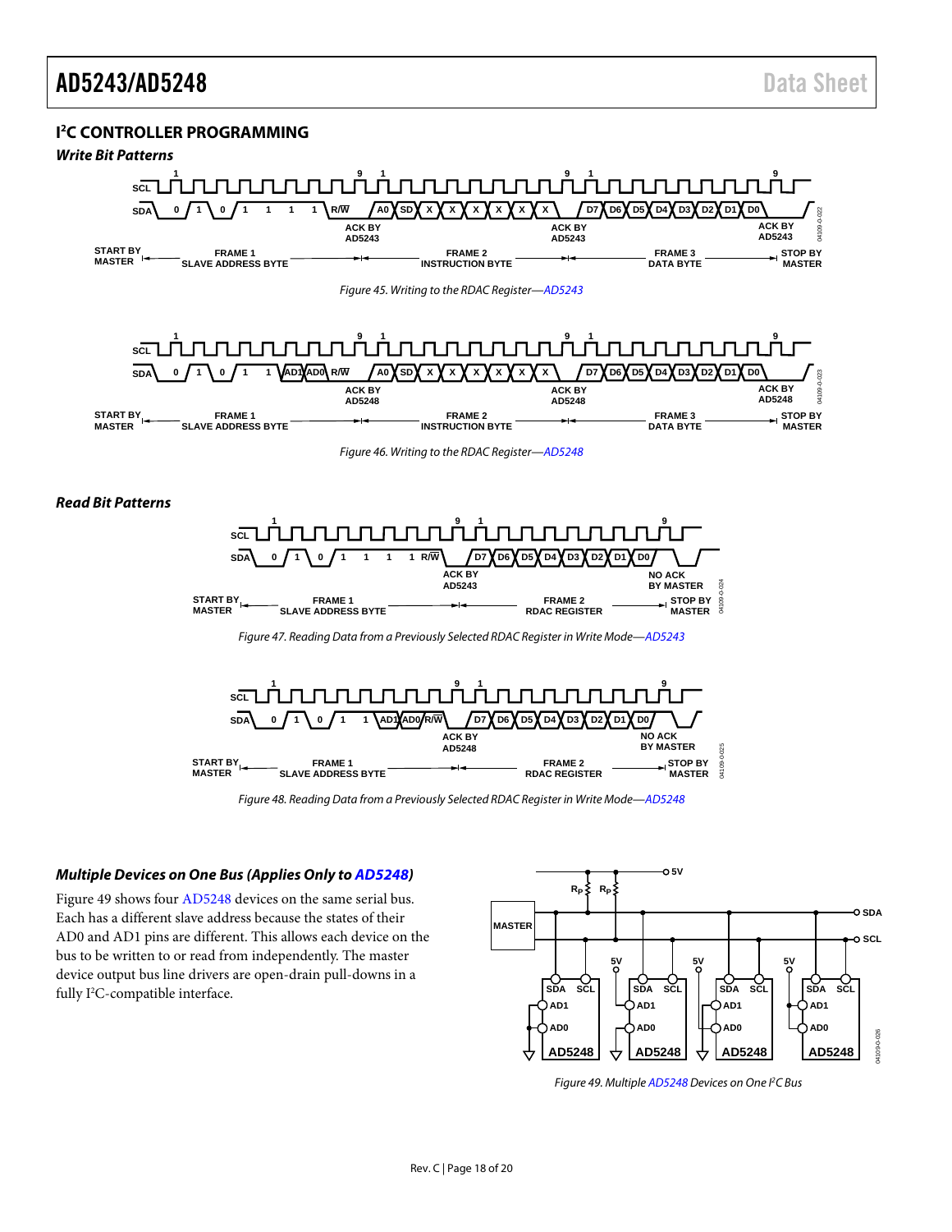## I²C CONTROLLER PROGRAMMING

### *Write Bit Patterns*

Figure 45. Writing to the RDAC Register—AD5243

Figure 46. Writing to the RDAC Register—AD5248

### *Read Bit Patterns*

Figure 47. Reading Data from a Previously Selected RDAC Register in Write Mode—AD5243

Figure 48. Reading Data from a Previously Selected RDAC Register in Write Mode—AD5248

### *Multiple Devices on One Bus (Applies Only to AD5248)*

Figure 49 shows four AD5248 devices on the same serial bus. Each has a different slave address because the states of their AD0 and AD1 pins are different. This allows each device on the bus to be written to or read from independently. The master device output bus line drivers are open-drain pull-downs in a fully I²C-compatible interface.

Figure 49. Multiple AD5248 Devices on One I²C Bus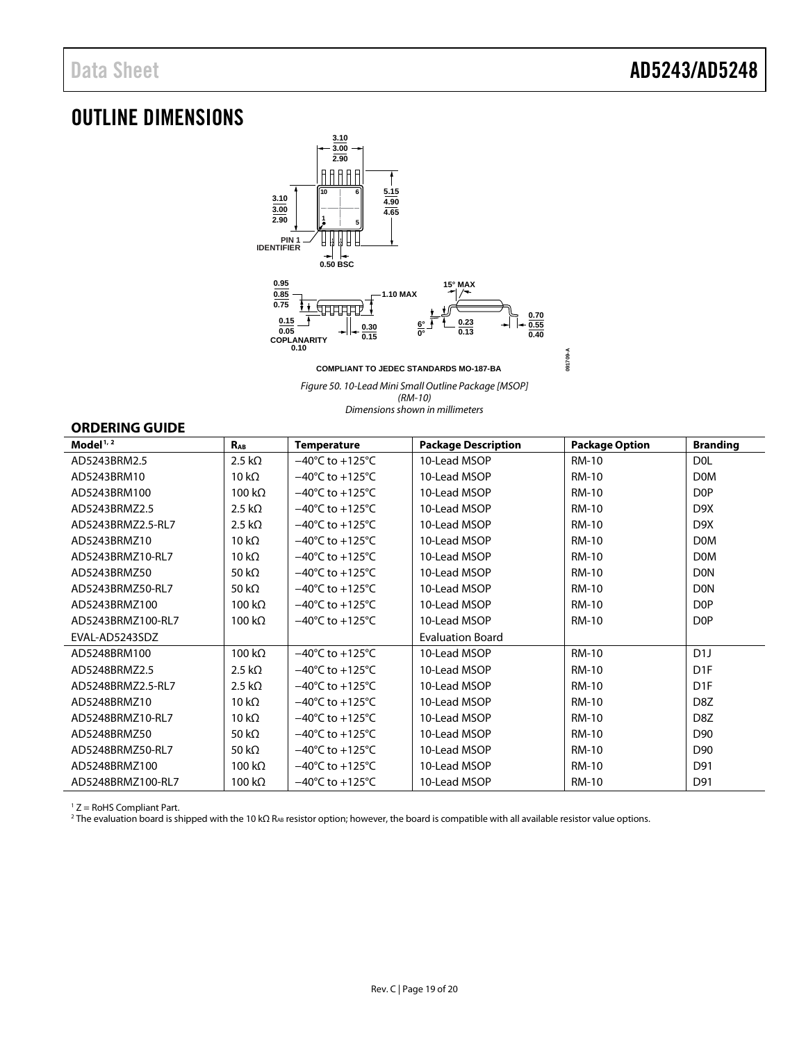## OUTLINE DIMENSIONS

3.10
3.00
2.90

3.10
3.00
2.90

5.15
4.90
4.65

10 6

1 5

PIN 1 IDENTIFIER

0.50 BSC

0.95
0.85
0.75

1.10 MAX

15° MAX

0.15
0.05

COPLANARITY 0.10

0.30
0.15

6°
0°

0.23
0.13

0.70
0.55
0.40

COMPLIANT TO JEDEC STANDARDS MO-187-BA

091709-A

*Figure 50. 10-Lead Mini Small Outline Package [MSOP] (RM-10) Dimensions shown in millimeters*

### ORDERING GUIDE

| Model[1, 2] | $R_{AB}$ | Temperature | Package Description | Package Option | Branding |
|---|---|---|---|---|---|
| AD5243BRM2.5 | 2.5 kΩ | −40°C to +125°C | 10-Lead MSOP | RM-10 | D0L |
| AD5243BRM10 | 10 kΩ | −40°C to +125°C | 10-Lead MSOP | RM-10 | D0M |
| AD5243BRM100 | 100 kΩ | −40°C to +125°C | 10-Lead MSOP | RM-10 | D0P |
| AD5243BRMZ2.5 | 2.5 kΩ | −40°C to +125°C | 10-Lead MSOP | RM-10 | D9X |
| AD5243BRMZ2.5-RL7 | 2.5 kΩ | −40°C to +125°C | 10-Lead MSOP | RM-10 | D9X |
| AD5243BRMZ10 | 10 kΩ | −40°C to +125°C | 10-Lead MSOP | RM-10 | D0M |
| AD5243BRMZ10-RL7 | 10 kΩ | −40°C to +125°C | 10-Lead MSOP | RM-10 | D0M |
| AD5243BRMZ50 | 50 kΩ | −40°C to +125°C | 10-Lead MSOP | RM-10 | D0N |
| AD5243BRMZ50-RL7 | 50 kΩ | −40°C to +125°C | 10-Lead MSOP | RM-10 | D0N |
| AD5243BRMZ100 | 100 kΩ | −40°C to +125°C | 10-Lead MSOP | RM-10 | D0P |
| AD5243BRMZ100-RL7 | 100 kΩ | −40°C to +125°C | 10-Lead MSOP | RM-10 | D0P |
| EVAL-AD5243SDZ | | | Evaluation Board | | |
| AD5248BRM100 | 100 kΩ | −40°C to +125°C | 10-Lead MSOP | RM-10 | D1J |
| AD5248BRMZ2.5 | 2.5 kΩ | −40°C to +125°C | 10-Lead MSOP | RM-10 | D1F |
| AD5248BRMZ2.5-RL7 | 2.5 kΩ | −40°C to +125°C | 10-Lead MSOP | RM-10 | D1F |
| AD5248BRMZ10 | 10 kΩ | −40°C to +125°C | 10-Lead MSOP | RM-10 | D8Z |
| AD5248BRMZ10-RL7 | 10 kΩ | −40°C to +125°C | 10-Lead MSOP | RM-10 | D8Z |
| AD5248BRMZ50 | 50 kΩ | −40°C to +125°C | 10-Lead MSOP | RM-10 | D90 |
| AD5248BRMZ50-RL7 | 50 kΩ | −40°C to +125°C | 10-Lead MSOP | RM-10 | D90 |
| AD5248BRMZ100 | 100 kΩ | −40°C to +125°C | 10-Lead MSOP | RM-10 | D91 |
| AD5248BRMZ100-RL7 | 100 kΩ | −40°C to +125°C | 10-Lead MSOP | RM-10 | D91 |

[1] Z = RoHS Compliant Part.
[2] The evaluation board is shipped with the 10 kΩ $R_{AB}$ resistor option; however, the board is compatible with all available resistor value options.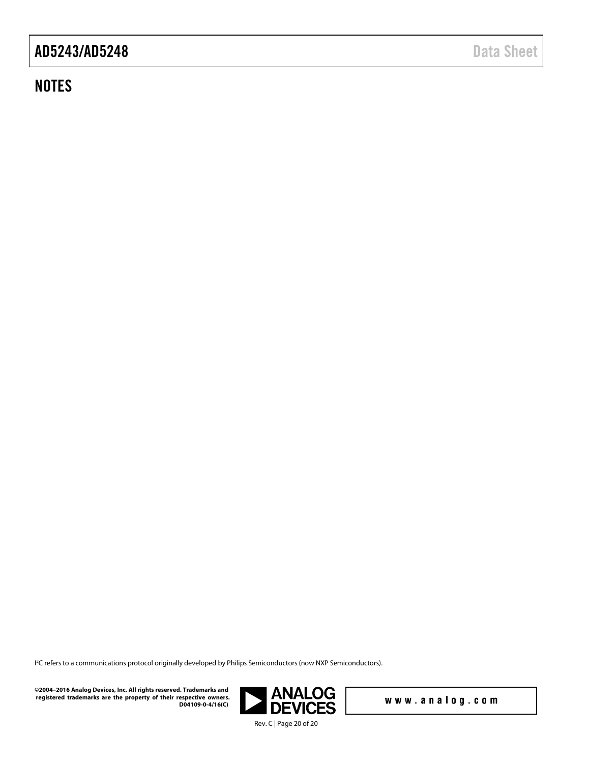## NOTES

I²C refers to a communications protocol originally developed by Philips Semiconductors (now NXP Semiconductors).

**©2004–2016 Analog Devices, Inc. All rights reserved. Trademarks and registered trademarks are the property of their respective owners. D04109-0-4/16(C)**

www.analog.com